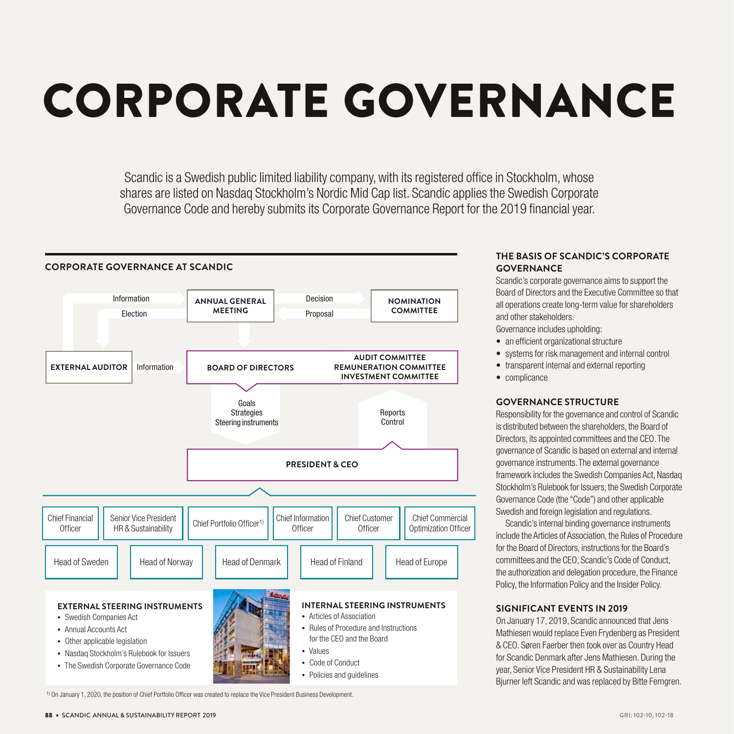# CORPORATE GOVERNANCE

Scandic is a Swedish public limited liability company, with its registered office in Stockholm, whose shares are listed on Nasdaq Stockholm's Nordic Mid Cap list. Scandic applies the Swedish Corporate Governance Code and hereby submits its Corporate Governance Report for the 2019 financial year.

## CORPORATE GOVERNANCE AT SCANDIC

- ANNUAL GENERAL MEETING
  - Information (from External Auditor) / Election (of External Auditor)
  - Decision (to Nomination Committee) / Proposal (from Nomination Committee)
- NOMINATION COMMITTEE
- EXTERNAL AUDITOR — Information → BOARD OF DIRECTORS
- BOARD OF DIRECTORS
  - AUDIT COMMITTEE
  - REMUNERATION COMMITTEE
  - INVESTMENT COMMITTEE
- Board of Directors → President & CEO: Goals, Strategies, Steering instruments
- President & CEO → Board of Directors: Reports, Control
- PRESIDENT & CEO
  - Chief Financial Officer
  - Senior Vice President HR & Sustainability
  - Chief Portfolio Officer[1]
  - Chief Information Officer
  - Chief Customer Officer
  - Chief Commercial Optimization Officer
  - Head of Sweden
  - Head of Norway
  - Head of Denmark
  - Head of Finland
  - Head of Europe

### EXTERNAL STEERING INSTRUMENTS

- Swedish Companies Act
- Annual Accounts Act
- Other applicable legislation
- Nasdaq Stockholm's Rulebook for Issuers
- The Swedish Corporate Governance Code

### INTERNAL STEERING INSTRUMENTS

- Articles of Association
- Rules of Procedure and Instructions for the CEO and the Board
- Values
- Code of Conduct
- Policies and guidelines

[1] On January 1, 2020, the position of Chief Portfolio Officer was created to replace the Vice President Business Development.

### THE BASIS OF SCANDIC'S CORPORATE GOVERNANCE

Scandic's corporate governance aims to support the Board of Directors and the Executive Committee so that all operations create long-term value for shareholders and other stakeholders.

Governance includes upholding:

- an efficient organizational structure
- systems for risk management and internal control
- transparent internal and external reporting
- complicance

### GOVERNANCE STRUCTURE

Responsibility for the governance and control of Scandic is distributed between the shareholders, the Board of Directors, its appointed committees and the CEO. The governance of Scandic is based on external and internal governance instruments. The external governance framework includes the Swedish Companies Act, Nasdaq Stockholm's Rulebook for Issuers, the Swedish Corporate Governance Code (the "Code") and other applicable Swedish and foreign legislation and regulations.

Scandic's internal binding governance instruments include the Articles of Association, the Rules of Procedure for the Board of Directors, instructions for the Board's committees and the CEO, Scandic's Code of Conduct, the authorization and delegation procedure, the Finance Policy, the Information Policy and the Insider Policy.

### SIGNIFICANT EVENTS IN 2019

On January 17, 2019, Scandic announced that Jens Mathiesen would replace Even Frydenberg as President & CEO. Søren Faerber then took over as Country Head for Scandic Denmark after Jens Mathiesen. During the year, Senior Vice President HR & Sustainability Lena Bjurner left Scandic and was replaced by Bitte Ferngren.

GRI: 102-10, 102-18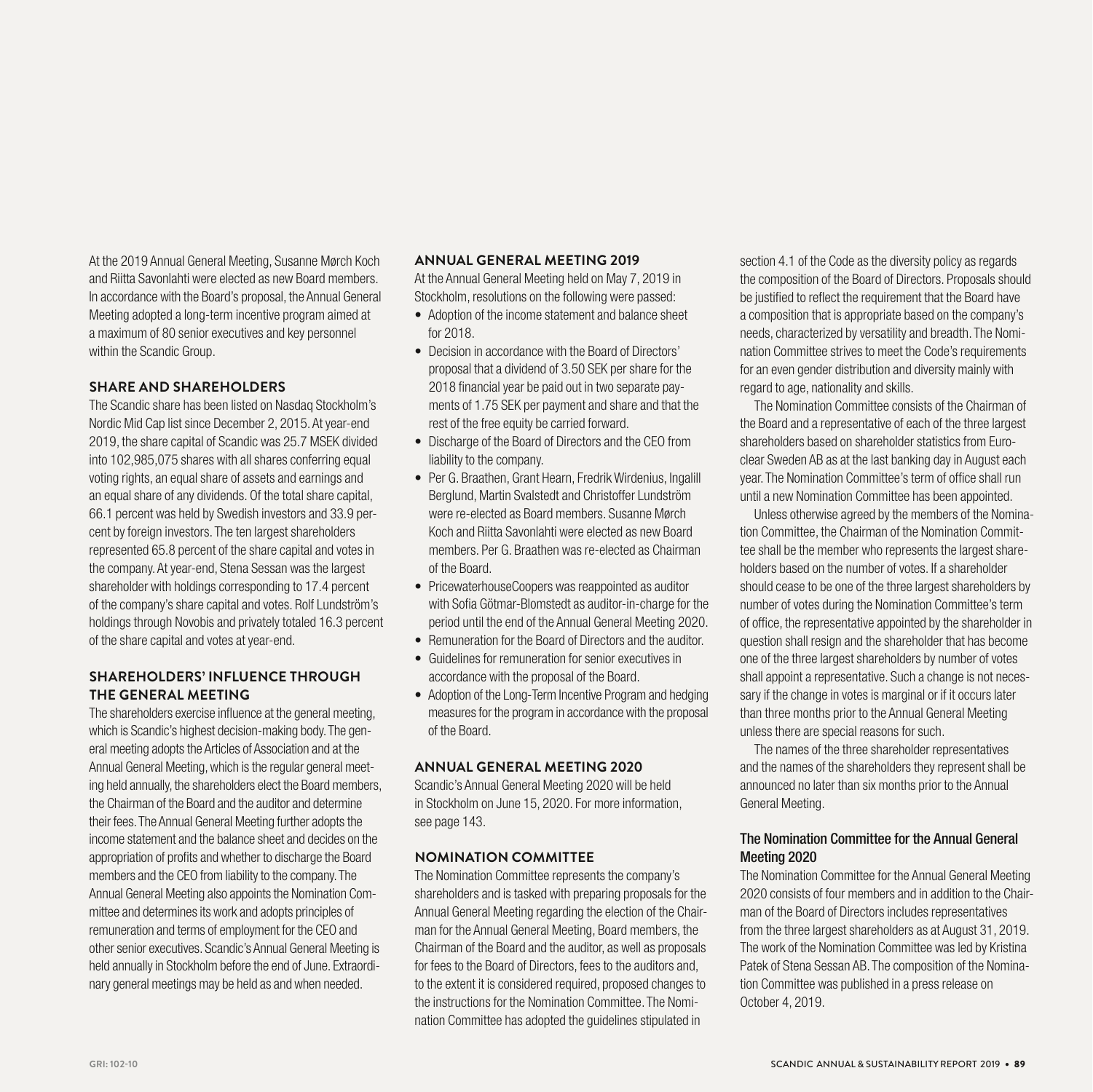At the 2019 Annual General Meeting, Susanne Mørch Koch and Riitta Savonlahti were elected as new Board members. In accordance with the Board's proposal, the Annual General Meeting adopted a long-term incentive program aimed at a maximum of 80 senior executives and key personnel within the Scandic Group.

### SHARE AND SHAREHOLDERS

The Scandic share has been listed on Nasdaq Stockholm's Nordic Mid Cap list since December 2, 2015. At year-end 2019, the share capital of Scandic was 25.7 MSEK divided into 102,985,075 shares with all shares conferring equal voting rights, an equal share of assets and earnings and an equal share of any dividends. Of the total share capital, 66.1 percent was held by Swedish investors and 33.9 percent by foreign investors. The ten largest shareholders represented 65.8 percent of the share capital and votes in the company. At year-end, Stena Sessan was the largest shareholder with holdings corresponding to 17.4 percent of the company's share capital and votes. Rolf Lundström's holdings through Novobis and privately totaled 16.3 percent of the share capital and votes at year-end.

### SHAREHOLDERS' INFLUENCE THROUGH THE GENERAL MEETING

The shareholders exercise influence at the general meeting, which is Scandic's highest decision-making body. The general meeting adopts the Articles of Association and at the Annual General Meeting, which is the regular general meeting held annually, the shareholders elect the Board members, the Chairman of the Board and the auditor and determine their fees. The Annual General Meeting further adopts the income statement and the balance sheet and decides on the appropriation of profits and whether to discharge the Board members and the CEO from liability to the company. The Annual General Meeting also appoints the Nomination Committee and determines its work and adopts principles of remuneration and terms of employment for the CEO and other senior executives. Scandic's Annual General Meeting is held annually in Stockholm before the end of June. Extraordinary general meetings may be held as and when needed.

### ANNUAL GENERAL MEETING 2019

At the Annual General Meeting held on May 7, 2019 in Stockholm, resolutions on the following were passed:

- Adoption of the income statement and balance sheet for 2018.
- Decision in accordance with the Board of Directors' proposal that a dividend of 3.50 SEK per share for the 2018 financial year be paid out in two separate payments of 1.75 SEK per payment and share and that the rest of the free equity be carried forward.
- Discharge of the Board of Directors and the CEO from liability to the company.
- Per G. Braathen, Grant Hearn, Fredrik Wirdenius, Ingalill Berglund, Martin Svalstedt and Christoffer Lundström were re-elected as Board members. Susanne Mørch Koch and Riitta Savonlahti were elected as new Board members. Per G. Braathen was re-elected as Chairman of the Board.
- PricewaterhouseCoopers was reappointed as auditor with Sofia Götmar-Blomstedt as auditor-in-charge for the period until the end of the Annual General Meeting 2020.
- Remuneration for the Board of Directors and the auditor.
- Guidelines for remuneration for senior executives in accordance with the proposal of the Board.
- Adoption of the Long-Term Incentive Program and hedging measures for the program in accordance with the proposal of the Board.

### ANNUAL GENERAL MEETING 2020

Scandic's Annual General Meeting 2020 will be held in Stockholm on June 15, 2020. For more information, see page 143.

### NOMINATION COMMITTEE

The Nomination Committee represents the company's shareholders and is tasked with preparing proposals for the Annual General Meeting regarding the election of the Chairman for the Annual General Meeting, Board members, the Chairman of the Board and the auditor, as well as proposals for fees to the Board of Directors, fees to the auditors and, to the extent it is considered required, proposed changes to the instructions for the Nomination Committee. The Nomination Committee has adopted the guidelines stipulated in section 4.1 of the Code as the diversity policy as regards the composition of the Board of Directors. Proposals should be justified to reflect the requirement that the Board have a composition that is appropriate based on the company's needs, characterized by versatility and breadth. The Nomination Committee strives to meet the Code's requirements for an even gender distribution and diversity mainly with regard to age, nationality and skills.

The Nomination Committee consists of the Chairman of the Board and a representative of each of the three largest shareholders based on shareholder statistics from Euroclear Sweden AB as at the last banking day in August each year. The Nomination Committee's term of office shall run until a new Nomination Committee has been appointed.

Unless otherwise agreed by the members of the Nomination Committee, the Chairman of the Nomination Committee shall be the member who represents the largest shareholders based on the number of votes. If a shareholder should cease to be one of the three largest shareholders by number of votes during the Nomination Committee's term of office, the representative appointed by the shareholder in question shall resign and the shareholder that has become one of the three largest shareholders by number of votes shall appoint a representative. Such a change is not necessary if the change in votes is marginal or if it occurs later than three months prior to the Annual General Meeting unless there are special reasons for such.

The names of the three shareholder representatives and the names of the shareholders they represent shall be announced no later than six months prior to the Annual General Meeting.

#### The Nomination Committee for the Annual General Meeting 2020

The Nomination Committee for the Annual General Meeting 2020 consists of four members and in addition to the Chairman of the Board of Directors includes representatives from the three largest shareholders as at August 31, 2019. The work of the Nomination Committee was led by Kristina Patek of Stena Sessan AB. The composition of the Nomination Committee was published in a press release on October 4, 2019.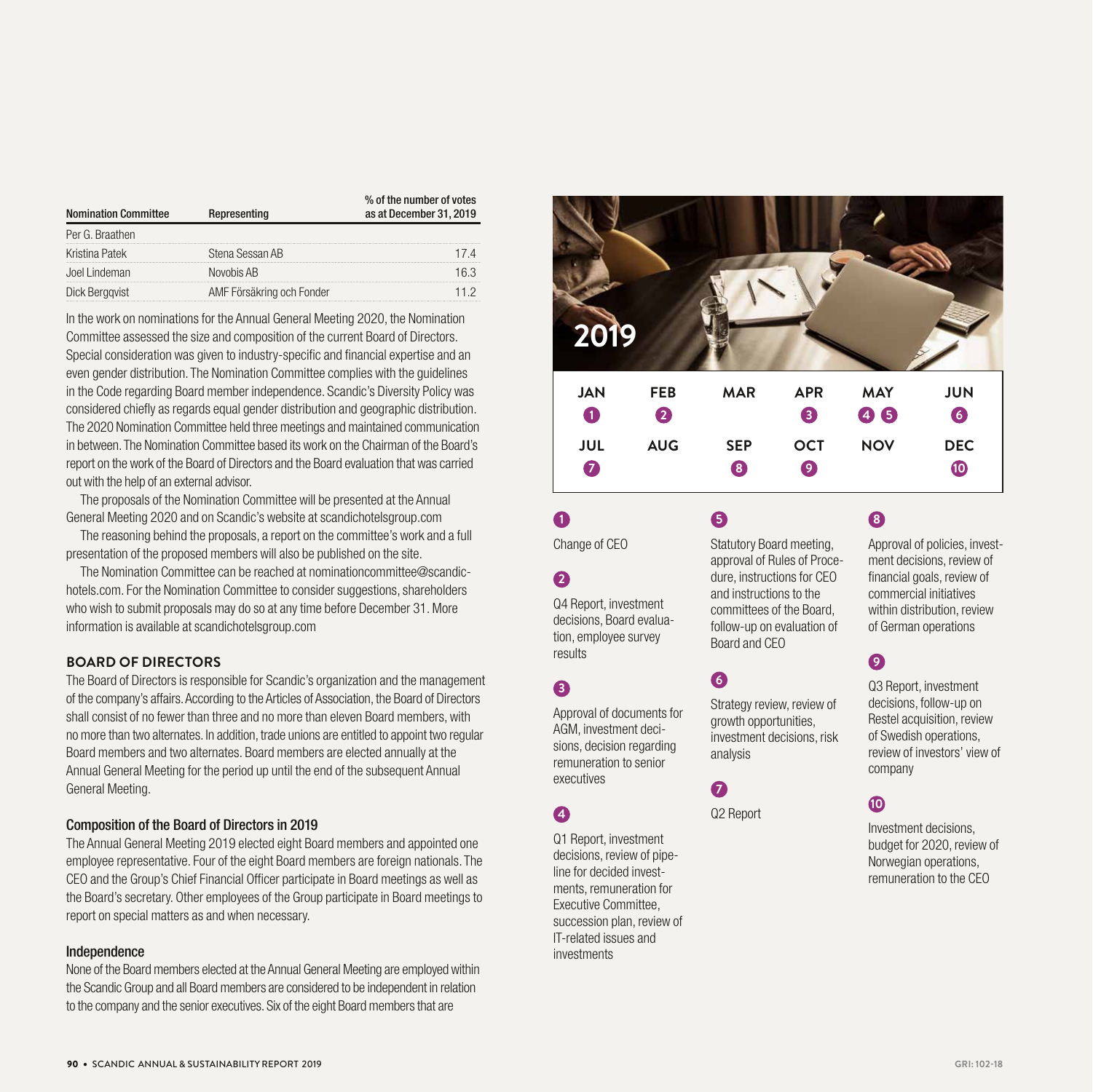| Nomination Committee | Representing | % of the number of votes as at December 31, 2019 |
|---|---|---|
| Per G. Braathen | | |
| Kristina Patek | Stena Sessan AB | 17.4 |
| Joel Lindeman | Novobis AB | 16.3 |
| Dick Bergqvist | AMF Försäkring och Fonder | 11.2 |

In the work on nominations for the Annual General Meeting 2020, the Nomination Committee assessed the size and composition of the current Board of Directors. Special consideration was given to industry-specific and financial expertise and an even gender distribution. The Nomination Committee complies with the guidelines in the Code regarding Board member independence. Scandic's Diversity Policy was considered chiefly as regards equal gender distribution and geographic distribution. The 2020 Nomination Committee held three meetings and maintained communication in between. The Nomination Committee based its work on the Chairman of the Board's report on the work of the Board of Directors and the Board evaluation that was carried out with the help of an external advisor.

The proposals of the Nomination Committee will be presented at the Annual General Meeting 2020 and on Scandic's website at scandichotelsgroup.com

The reasoning behind the proposals, a report on the committee's work and a full presentation of the proposed members will also be published on the site.

The Nomination Committee can be reached at nominationcommittee@scandic-hotels.com. For the Nomination Committee to consider suggestions, shareholders who wish to submit proposals may do so at any time before December 31. More information is available at scandichotelsgroup.com

## BOARD OF DIRECTORS

The Board of Directors is responsible for Scandic's organization and the management of the company's affairs. According to the Articles of Association, the Board of Directors shall consist of no fewer than three and no more than eleven Board members, with no more than two alternates. In addition, trade unions are entitled to appoint two regular Board members and two alternates. Board members are elected annually at the Annual General Meeting for the period up until the end of the subsequent Annual General Meeting.

### Composition of the Board of Directors in 2019

The Annual General Meeting 2019 elected eight Board members and appointed one employee representative. Four of the eight Board members are foreign nationals. The CEO and the Group's Chief Financial Officer participate in Board meetings as well as the Board's secretary. Other employees of the Group participate in Board meetings to report on special matters as and when necessary.

### Independence

None of the Board members elected at the Annual General Meeting are employed within the Scandic Group and all Board members are considered to be independent in relation to the company and the senior executives. Six of the eight Board members that are

**2019**

| JAN | FEB | MAR | APR | MAY | JUN |
|---|---|---|---|---|---|
| 1 | 2 | | 3 | 4 5 | 6 |
| **JUL** | **AUG** | **SEP** | **OCT** | **NOV** | **DEC** |
| 7 | | 8 | 9 | | 10 |

**1**
Change of CEO

**2**
Q4 Report, investment decisions, Board evaluation, employee survey results

**3**
Approval of documents for AGM, investment decisions, decision regarding remuneration to senior executives

**4**
Q1 Report, investment decisions, review of pipeline for decided investments, remuneration for Executive Committee, succession plan, review of IT-related issues and investments

**5**
Statutory Board meeting, approval of Rules of Procedure, instructions for CEO and instructions to the committees of the Board, follow-up on evaluation of Board and CEO

**6**
Strategy review, review of growth opportunities, investment decisions, risk analysis

**7**
Q2 Report

**8**
Approval of policies, investment decisions, review of financial goals, review of commercial initiatives within distribution, review of German operations

**9**
Q3 Report, investment decisions, follow-up on Restel acquisition, review of Swedish operations, review of investors' view of company

**10**
Investment decisions, budget for 2020, review of Norwegian operations, remuneration to the CEO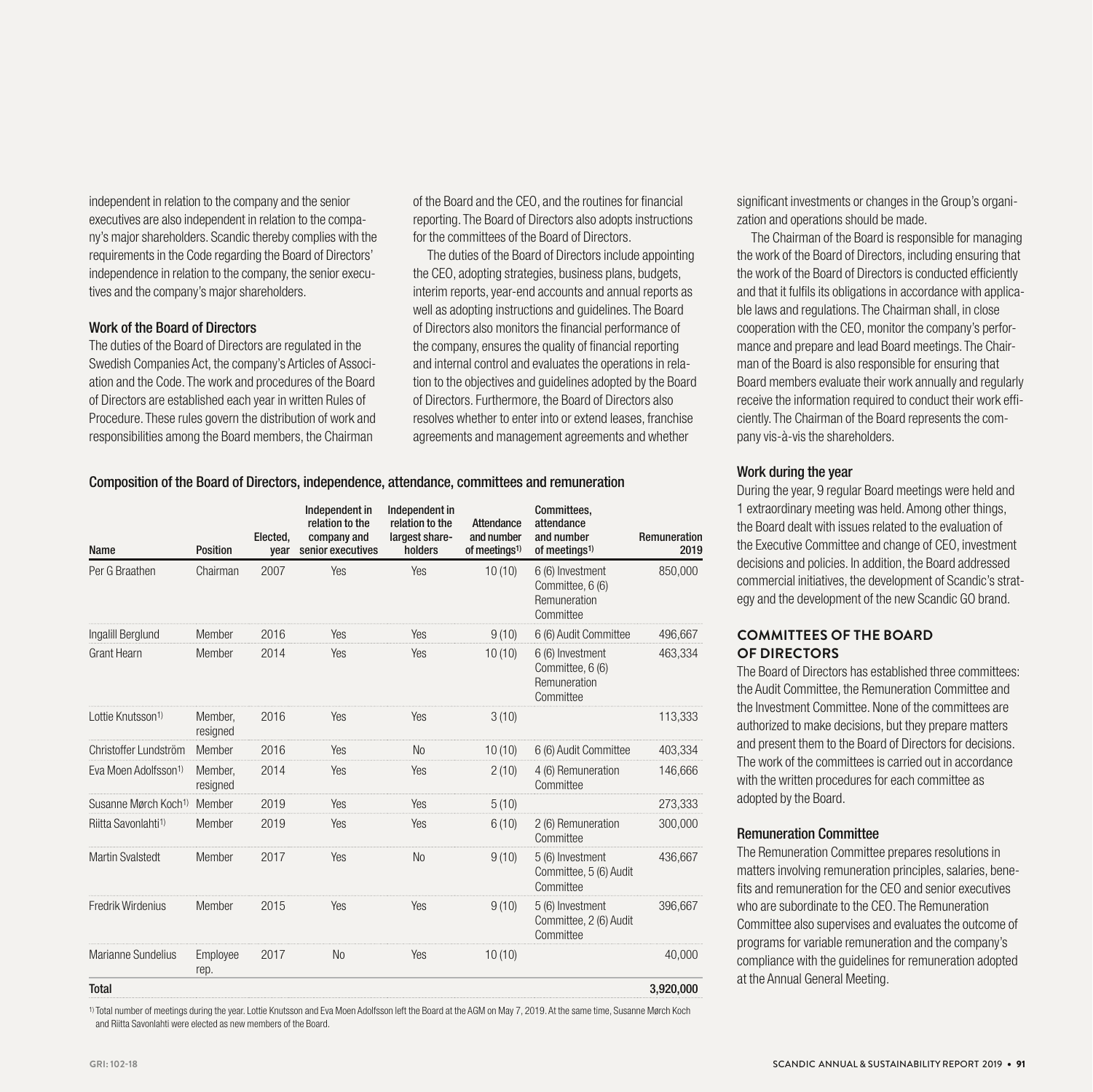independent in relation to the company and the senior executives are also independent in relation to the company's major shareholders. Scandic thereby complies with the requirements in the Code regarding the Board of Directors' independence in relation to the company, the senior executives and the company's major shareholders.

### Work of the Board of Directors

The duties of the Board of Directors are regulated in the Swedish Companies Act, the company's Articles of Association and the Code. The work and procedures of the Board of Directors are established each year in written Rules of Procedure. These rules govern the distribution of work and responsibilities among the Board members, the Chairman of the Board and the CEO, and the routines for financial reporting. The Board of Directors also adopts instructions for the committees of the Board of Directors.

The duties of the Board of Directors include appointing the CEO, adopting strategies, business plans, budgets, interim reports, year-end accounts and annual reports as well as adopting instructions and guidelines. The Board of Directors also monitors the financial performance of the company, ensures the quality of financial reporting and internal control and evaluates the operations in relation to the objectives and guidelines adopted by the Board of Directors. Furthermore, the Board of Directors also resolves whether to enter into or extend leases, franchise agreements and management agreements and whether significant investments or changes in the Group's organization and operations should be made.

The Chairman of the Board is responsible for managing the work of the Board of Directors, including ensuring that the work of the Board of Directors is conducted efficiently and that it fulfils its obligations in accordance with applicable laws and regulations. The Chairman shall, in close cooperation with the CEO, monitor the company's performance and prepare and lead Board meetings. The Chairman of the Board is also responsible for ensuring that Board members evaluate their work annually and regularly receive the information required to conduct their work efficiently. The Chairman of the Board represents the company vis-à-vis the shareholders.

### Composition of the Board of Directors, independence, attendance, committees and remuneration

| Name | Position | Elected, year | Independent in relation to the company and senior executives | Independent in relation to the largest shareholders | Attendance and number of meetings[1] | Committees, attendance and number of meetings[1] | Remuneration 2019 |
|---|---|---|---|---|---|---|---|
| Per G Braathen | Chairman | 2007 | Yes | Yes | 10 (10) | 6 (6) Investment Committee, 6 (6) Remuneration Committee | 850,000 |
| Ingalill Berglund | Member | 2016 | Yes | Yes | 9 (10) | 6 (6) Audit Committee | 496,667 |
| Grant Hearn | Member | 2014 | Yes | Yes | 10 (10) | 6 (6) Investment Committee, 6 (6) Remuneration Committee | 463,334 |
| Lottie Knutsson[1] | Member, resigned | 2016 | Yes | Yes | 3 (10) | | 113,333 |
| Christoffer Lundström | Member | 2016 | Yes | No | 10 (10) | 6 (6) Audit Committee | 403,334 |
| Eva Moen Adolfsson[1] | Member, resigned | 2014 | Yes | Yes | 2 (10) | 4 (6) Remuneration Committee | 146,666 |
| Susanne Mørch Koch[1] | Member | 2019 | Yes | Yes | 5 (10) | | 273,333 |
| Riitta Savonlahti[1] | Member | 2019 | Yes | Yes | 6 (10) | 2 (6) Remuneration Committee | 300,000 |
| Martin Svalstedt | Member | 2017 | Yes | No | 9 (10) | 5 (6) Investment Committee, 5 (6) Audit Committee | 436,667 |
| Fredrik Wirdenius | Member | 2015 | Yes | Yes | 9 (10) | 5 (6) Investment Committee, 2 (6) Audit Committee | 396,667 |
| Marianne Sundelius | Employee rep. | 2017 | No | Yes | 10 (10) | | 40,000 |
| **Total** | | | | | | | **3,920,000** |

[1] Total number of meetings during the year. Lottie Knutsson and Eva Moen Adolfsson left the Board at the AGM on May 7, 2019. At the same time, Susanne Mørch Koch and Riitta Savonlahti were elected as new members of the Board.

### Work during the year

During the year, 9 regular Board meetings were held and 1 extraordinary meeting was held. Among other things, the Board dealt with issues related to the evaluation of the Executive Committee and change of CEO, investment decisions and policies. In addition, the Board addressed commercial initiatives, the development of Scandic's strategy and the development of the new Scandic GO brand.

## COMMITTEES OF THE BOARD OF DIRECTORS

The Board of Directors has established three committees: the Audit Committee, the Remuneration Committee and the Investment Committee. None of the committees are authorized to make decisions, but they prepare matters and present them to the Board of Directors for decisions. The work of the committees is carried out in accordance with the written procedures for each committee as adopted by the Board.

### Remuneration Committee

The Remuneration Committee prepares resolutions in matters involving remuneration principles, salaries, benefits and remuneration for the CEO and senior executives who are subordinate to the CEO. The Remuneration Committee also supervises and evaluates the outcome of programs for variable remuneration and the company's compliance with the guidelines for remuneration adopted at the Annual General Meeting.

GRI: 102-18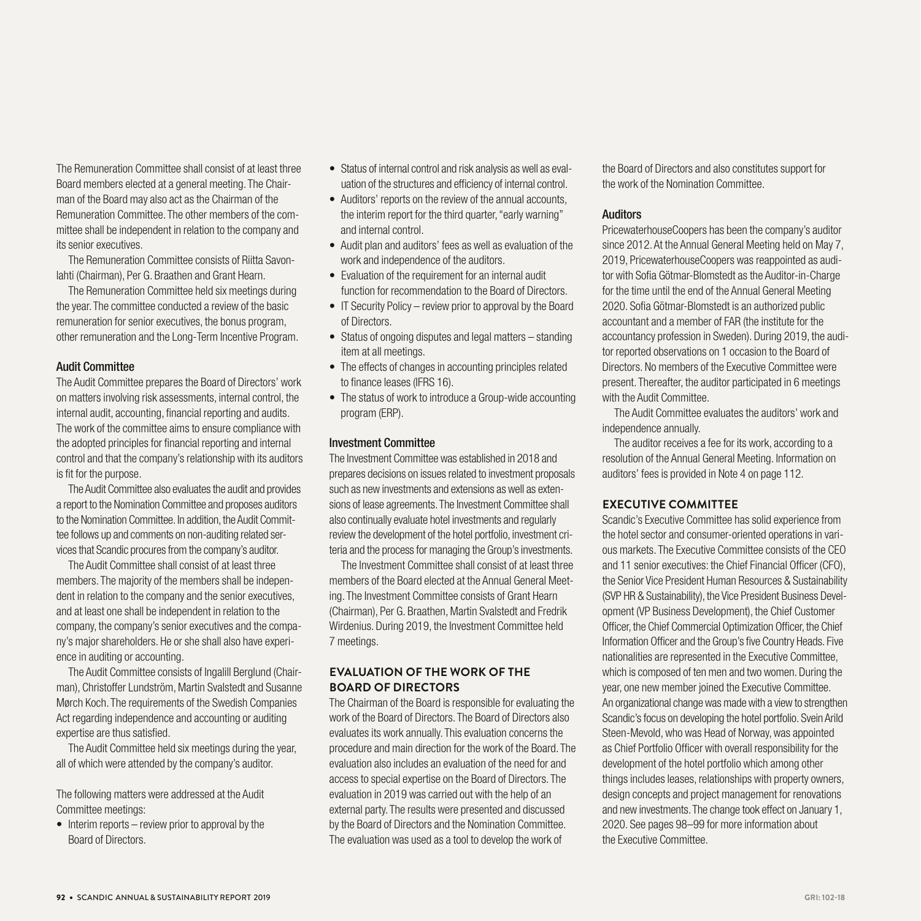The Remuneration Committee shall consist of at least three Board members elected at a general meeting. The Chairman of the Board may also act as the Chairman of the Remuneration Committee. The other members of the committee shall be independent in relation to the company and its senior executives.

The Remuneration Committee consists of Riitta Savonlahti (Chairman), Per G. Braathen and Grant Hearn.

The Remuneration Committee held six meetings during the year. The committee conducted a review of the basic remuneration for senior executives, the bonus program, other remuneration and the Long-Term Incentive Program.

### Audit Committee

The Audit Committee prepares the Board of Directors' work on matters involving risk assessments, internal control, the internal audit, accounting, financial reporting and audits. The work of the committee aims to ensure compliance with the adopted principles for financial reporting and internal control and that the company's relationship with its auditors is fit for the purpose.

The Audit Committee also evaluates the audit and provides a report to the Nomination Committee and proposes auditors to the Nomination Committee. In addition, the Audit Committee follows up and comments on non-auditing related services that Scandic procures from the company's auditor.

The Audit Committee shall consist of at least three members. The majority of the members shall be independent in relation to the company and the senior executives, and at least one shall be independent in relation to the company, the company's senior executives and the company's major shareholders. He or she shall also have experience in auditing or accounting.

The Audit Committee consists of Ingalill Berglund (Chairman), Christoffer Lundström, Martin Svalstedt and Susanne Mørch Koch. The requirements of the Swedish Companies Act regarding independence and accounting or auditing expertise are thus satisfied.

The Audit Committee held six meetings during the year, all of which were attended by the company's auditor.

The following matters were addressed at the Audit Committee meetings:

- Interim reports – review prior to approval by the Board of Directors.
- Status of internal control and risk analysis as well as evaluation of the structures and efficiency of internal control.
- Auditors' reports on the review of the annual accounts, the interim report for the third quarter, "early warning" and internal control.
- Audit plan and auditors' fees as well as evaluation of the work and independence of the auditors.
- Evaluation of the requirement for an internal audit function for recommendation to the Board of Directors.
- IT Security Policy – review prior to approval by the Board of Directors.
- Status of ongoing disputes and legal matters – standing item at all meetings.
- The effects of changes in accounting principles related to finance leases (IFRS 16).
- The status of work to introduce a Group-wide accounting program (ERP).

### Investment Committee

The Investment Committee was established in 2018 and prepares decisions on issues related to investment proposals such as new investments and extensions as well as extensions of lease agreements. The Investment Committee shall also continually evaluate hotel investments and regularly review the development of the hotel portfolio, investment criteria and the process for managing the Group's investments.

The Investment Committee shall consist of at least three members of the Board elected at the Annual General Meeting. The Investment Committee consists of Grant Hearn (Chairman), Per G. Braathen, Martin Svalstedt and Fredrik Wirdenius. During 2019, the Investment Committee held 7 meetings.

## EVALUATION OF THE WORK OF THE BOARD OF DIRECTORS

The Chairman of the Board is responsible for evaluating the work of the Board of Directors. The Board of Directors also evaluates its work annually. This evaluation concerns the procedure and main direction for the work of the Board. The evaluation also includes an evaluation of the need for and access to special expertise on the Board of Directors. The evaluation in 2019 was carried out with the help of an external party. The results were presented and discussed by the Board of Directors and the Nomination Committee. The evaluation was used as a tool to develop the work of the Board of Directors and also constitutes support for the work of the Nomination Committee.

### Auditors

PricewaterhouseCoopers has been the company's auditor since 2012. At the Annual General Meeting held on May 7, 2019, PricewaterhouseCoopers was reappointed as auditor with Sofia Götmar-Blomstedt as the Auditor-in-Charge for the time until the end of the Annual General Meeting 2020. Sofia Götmar-Blomstedt is an authorized public accountant and a member of FAR (the institute for the accountancy profession in Sweden). During 2019, the auditor reported observations on 1 occasion to the Board of Directors. No members of the Executive Committee were present. Thereafter, the auditor participated in 6 meetings with the Audit Committee.

The Audit Committee evaluates the auditors' work and independence annually.

The auditor receives a fee for its work, according to a resolution of the Annual General Meeting. Information on auditors' fees is provided in Note 4 on page 112.

## EXECUTIVE COMMITTEE

Scandic's Executive Committee has solid experience from the hotel sector and consumer-oriented operations in various markets. The Executive Committee consists of the CEO and 11 senior executives: the Chief Financial Officer (CFO), the Senior Vice President Human Resources & Sustainability (SVP HR & Sustainability), the Vice President Business Development (VP Business Development), the Chief Customer Officer, the Chief Commercial Optimization Officer, the Chief Information Officer and the Group's five Country Heads. Five nationalities are represented in the Executive Committee, which is composed of ten men and two women. During the year, one new member joined the Executive Committee. An organizational change was made with a view to strengthen Scandic's focus on developing the hotel portfolio. Svein Arild Steen-Mevold, who was Head of Norway, was appointed as Chief Portfolio Officer with overall responsibility for the development of the hotel portfolio which among other things includes leases, relationships with property owners, design concepts and project management for renovations and new investments. The change took effect on January 1, 2020. See pages 98–99 for more information about the Executive Committee.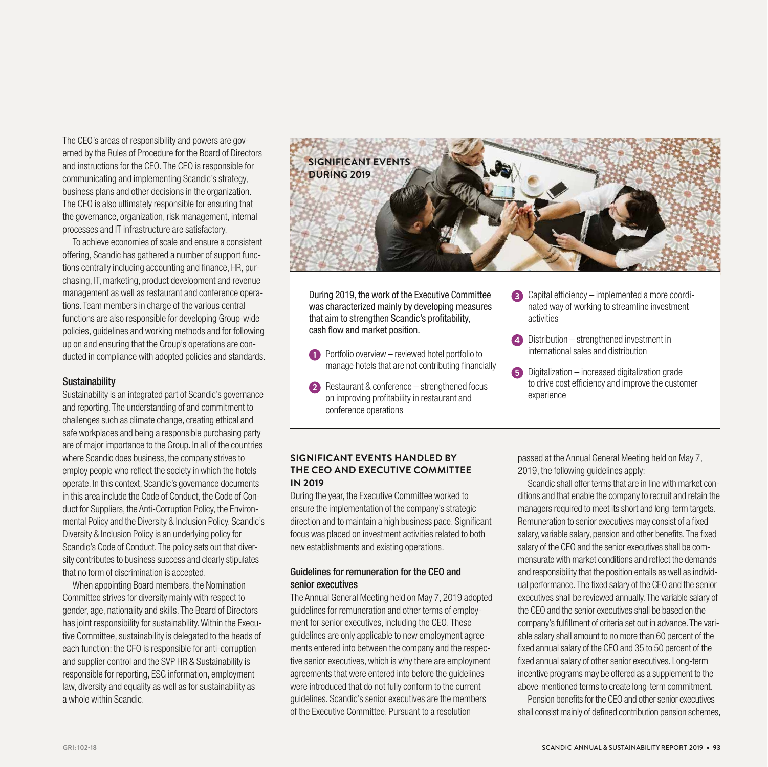The CEO's areas of responsibility and powers are governed by the Rules of Procedure for the Board of Directors and instructions for the CEO. The CEO is responsible for communicating and implementing Scandic's strategy, business plans and other decisions in the organization. The CEO is also ultimately responsible for ensuring that the governance, organization, risk management, internal processes and IT infrastructure are satisfactory.

To achieve economies of scale and ensure a consistent offering, Scandic has gathered a number of support functions centrally including accounting and finance, HR, purchasing, IT, marketing, product development and revenue management as well as restaurant and conference operations. Team members in charge of the various central functions are also responsible for developing Group-wide policies, guidelines and working methods and for following up on and ensuring that the Group's operations are conducted in compliance with adopted policies and standards.

### Sustainability

Sustainability is an integrated part of Scandic's governance and reporting. The understanding of and commitment to challenges such as climate change, creating ethical and safe workplaces and being a responsible purchasing party are of major importance to the Group. In all of the countries where Scandic does business, the company strives to employ people who reflect the society in which the hotels operate. In this context, Scandic's governance documents in this area include the Code of Conduct, the Code of Conduct for Suppliers, the Anti-Corruption Policy, the Environmental Policy and the Diversity & Inclusion Policy. Scandic's Diversity & Inclusion Policy is an underlying policy for Scandic's Code of Conduct. The policy sets out that diversity contributes to business success and clearly stipulates that no form of discrimination is accepted.

When appointing Board members, the Nomination Committee strives for diversity mainly with respect to gender, age, nationality and skills. The Board of Directors has joint responsibility for sustainability. Within the Executive Committee, sustainability is delegated to the heads of each function: the CFO is responsible for anti-corruption and supplier control and the SVP HR & Sustainability is responsible for reporting, ESG information, employment law, diversity and equality as well as for sustainability as a whole within Scandic.

## SIGNIFICANT EVENTS DURING 2019

During 2019, the work of the Executive Committee was characterized mainly by developing measures that aim to strengthen Scandic's profitability, cash flow and market position.

1. Portfolio overview – reviewed hotel portfolio to manage hotels that are not contributing financially
2. Restaurant & conference – strengthened focus on improving profitability in restaurant and conference operations
3. Capital efficiency – implemented a more coordinated way of working to streamline investment activities
4. Distribution – strengthened investment in international sales and distribution
5. Digitalization – increased digitalization grade to drive cost efficiency and improve the customer experience

## SIGNIFICANT EVENTS HANDLED BY THE CEO AND EXECUTIVE COMMITTEE IN 2019

During the year, the Executive Committee worked to ensure the implementation of the company's strategic direction and to maintain a high business pace. Significant focus was placed on investment activities related to both new establishments and existing operations.

### Guidelines for remuneration for the CEO and senior executives

The Annual General Meeting held on May 7, 2019 adopted guidelines for remuneration and other terms of employment for senior executives, including the CEO. These guidelines are only applicable to new employment agreements entered into between the company and the respective senior executives, which is why there are employment agreements that were entered into before the guidelines were introduced that do not fully conform to the current guidelines. Scandic's senior executives are the members of the Executive Committee. Pursuant to a resolution passed at the Annual General Meeting held on May 7, 2019, the following guidelines apply:

Scandic shall offer terms that are in line with market conditions and that enable the company to recruit and retain the managers required to meet its short and long-term targets. Remuneration to senior executives may consist of a fixed salary, variable salary, pension and other benefits. The fixed salary of the CEO and the senior executives shall be commensurate with market conditions and reflect the demands and responsibility that the position entails as well as individual performance. The fixed salary of the CEO and the senior executives shall be reviewed annually. The variable salary of the CEO and the senior executives shall be based on the company's fulfillment of criteria set out in advance. The variable salary shall amount to no more than 60 percent of the fixed annual salary of the CEO and 35 to 50 percent of the fixed annual salary of other senior executives. Long-term incentive programs may be offered as a supplement to the above-mentioned terms to create long-term commitment.

Pension benefits for the CEO and other senior executives shall consist mainly of defined contribution pension schemes,

GRI: 102-18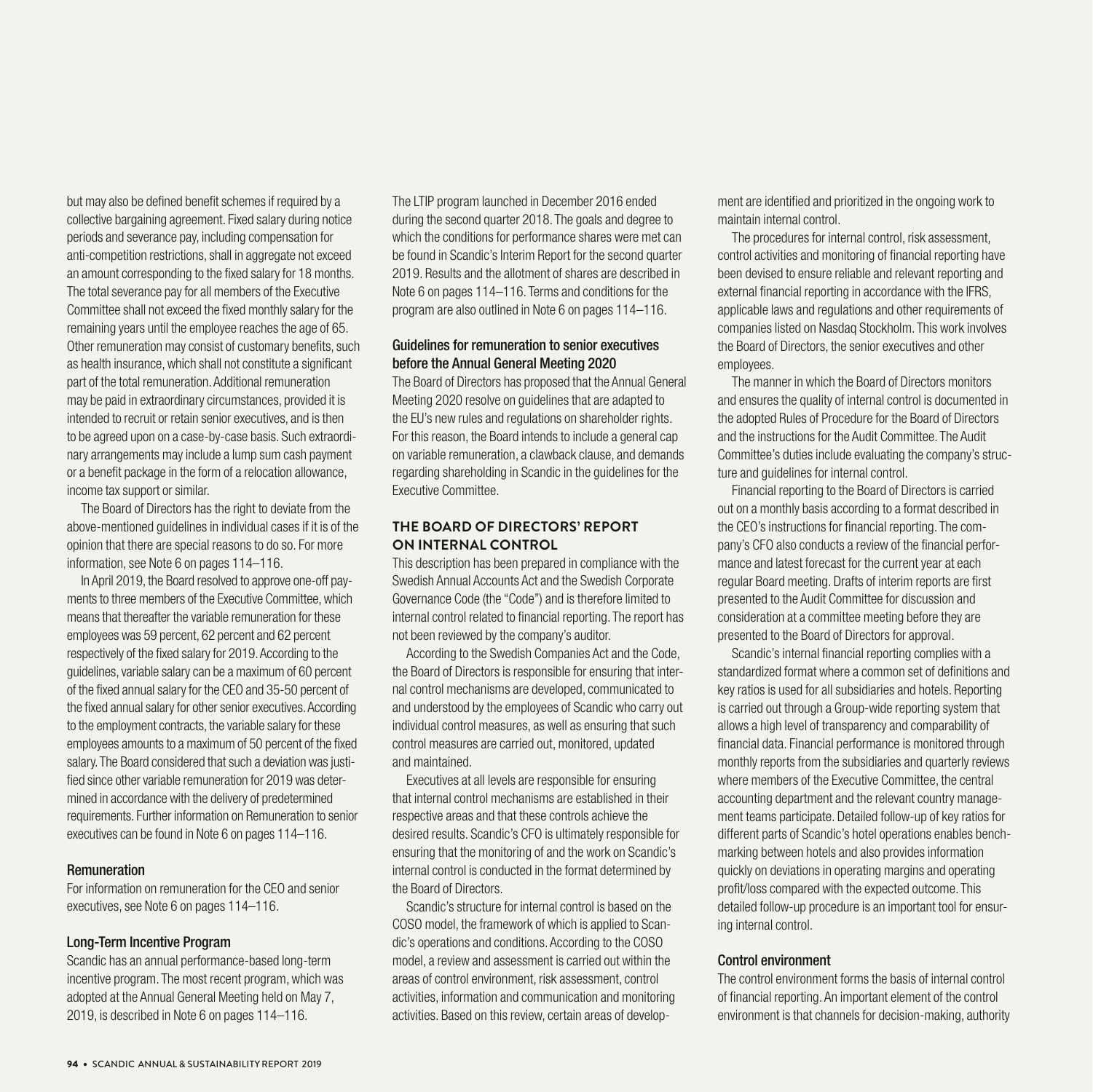but may also be defined benefit schemes if required by a collective bargaining agreement. Fixed salary during notice periods and severance pay, including compensation for anti-competition restrictions, shall in aggregate not exceed an amount corresponding to the fixed salary for 18 months. The total severance pay for all members of the Executive Committee shall not exceed the fixed monthly salary for the remaining years until the employee reaches the age of 65. Other remuneration may consist of customary benefits, such as health insurance, which shall not constitute a significant part of the total remuneration. Additional remuneration may be paid in extraordinary circumstances, provided it is intended to recruit or retain senior executives, and is then to be agreed upon on a case-by-case basis. Such extraordinary arrangements may include a lump sum cash payment or a benefit package in the form of a relocation allowance, income tax support or similar.

The Board of Directors has the right to deviate from the above-mentioned guidelines in individual cases if it is of the opinion that there are special reasons to do so. For more information, see Note 6 on pages 114–116.

In April 2019, the Board resolved to approve one-off payments to three members of the Executive Committee, which means that thereafter the variable remuneration for these employees was 59 percent, 62 percent and 62 percent respectively of the fixed salary for 2019. According to the guidelines, variable salary can be a maximum of 60 percent of the fixed annual salary for the CEO and 35-50 percent of the fixed annual salary for other senior executives. According to the employment contracts, the variable salary for these employees amounts to a maximum of 50 percent of the fixed salary. The Board considered that such a deviation was justified since other variable remuneration for 2019 was determined in accordance with the delivery of predetermined requirements. Further information on Remuneration to senior executives can be found in Note 6 on pages 114–116.

### Remuneration

For information on remuneration for the CEO and senior executives, see Note 6 on pages 114–116.

### Long-Term Incentive Program

Scandic has an annual performance-based long-term incentive program. The most recent program, which was adopted at the Annual General Meeting held on May 7, 2019, is described in Note 6 on pages 114–116.

The LTIP program launched in December 2016 ended during the second quarter 2018. The goals and degree to which the conditions for performance shares were met can be found in Scandic's Interim Report for the second quarter 2019. Results and the allotment of shares are described in Note 6 on pages 114–116. Terms and conditions for the program are also outlined in Note 6 on pages 114–116.

### Guidelines for remuneration to senior executives before the Annual General Meeting 2020

The Board of Directors has proposed that the Annual General Meeting 2020 resolve on guidelines that are adapted to the EU's new rules and regulations on shareholder rights. For this reason, the Board intends to include a general cap on variable remuneration, a clawback clause, and demands regarding shareholding in Scandic in the guidelines for the Executive Committee.

## THE BOARD OF DIRECTORS' REPORT ON INTERNAL CONTROL

This description has been prepared in compliance with the Swedish Annual Accounts Act and the Swedish Corporate Governance Code (the "Code") and is therefore limited to internal control related to financial reporting. The report has not been reviewed by the company's auditor.

According to the Swedish Companies Act and the Code, the Board of Directors is responsible for ensuring that internal control mechanisms are developed, communicated to and understood by the employees of Scandic who carry out individual control measures, as well as ensuring that such control measures are carried out, monitored, updated and maintained.

Executives at all levels are responsible for ensuring that internal control mechanisms are established in their respective areas and that these controls achieve the desired results. Scandic's CFO is ultimately responsible for ensuring that the monitoring of and the work on Scandic's internal control is conducted in the format determined by the Board of Directors.

Scandic's structure for internal control is based on the COSO model, the framework of which is applied to Scandic's operations and conditions. According to the COSO model, a review and assessment is carried out within the areas of control environment, risk assessment, control activities, information and communication and monitoring activities. Based on this review, certain areas of development are identified and prioritized in the ongoing work to maintain internal control.

The procedures for internal control, risk assessment, control activities and monitoring of financial reporting have been devised to ensure reliable and relevant reporting and external financial reporting in accordance with the IFRS, applicable laws and regulations and other requirements of companies listed on Nasdaq Stockholm. This work involves the Board of Directors, the senior executives and other employees.

The manner in which the Board of Directors monitors and ensures the quality of internal control is documented in the adopted Rules of Procedure for the Board of Directors and the instructions for the Audit Committee. The Audit Committee's duties include evaluating the company's structure and guidelines for internal control.

Financial reporting to the Board of Directors is carried out on a monthly basis according to a format described in the CEO's instructions for financial reporting. The company's CFO also conducts a review of the financial performance and latest forecast for the current year at each regular Board meeting. Drafts of interim reports are first presented to the Audit Committee for discussion and consideration at a committee meeting before they are presented to the Board of Directors for approval.

Scandic's internal financial reporting complies with a standardized format where a common set of definitions and key ratios is used for all subsidiaries and hotels. Reporting is carried out through a Group-wide reporting system that allows a high level of transparency and comparability of financial data. Financial performance is monitored through monthly reports from the subsidiaries and quarterly reviews where members of the Executive Committee, the central accounting department and the relevant country management teams participate. Detailed follow-up of key ratios for different parts of Scandic's hotel operations enables benchmarking between hotels and also provides information quickly on deviations in operating margins and operating profit/loss compared with the expected outcome. This detailed follow-up procedure is an important tool for ensuring internal control.

### Control environment

The control environment forms the basis of internal control of financial reporting. An important element of the control environment is that channels for decision-making, authority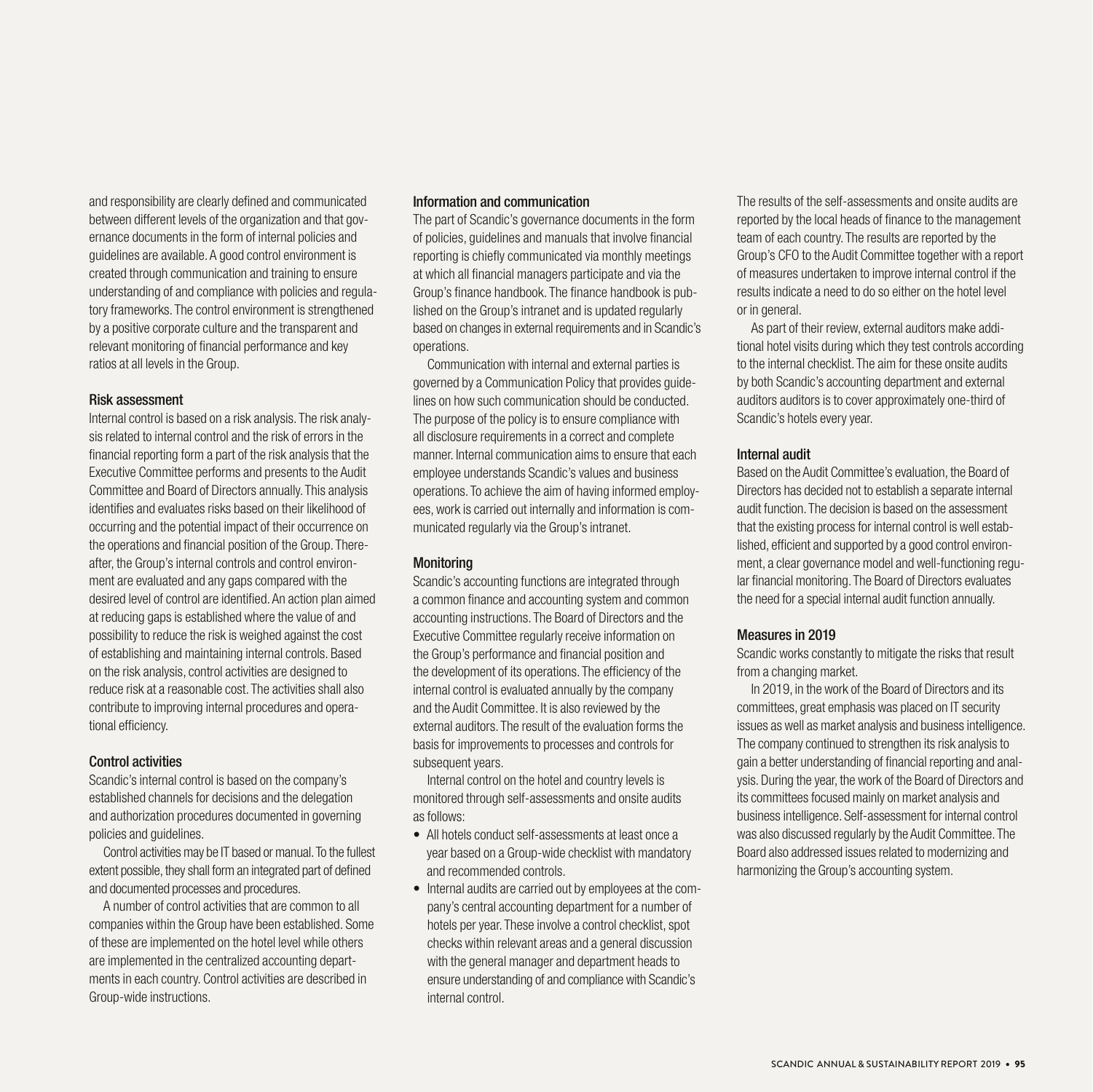and responsibility are clearly defined and communicated between different levels of the organization and that governance documents in the form of internal policies and guidelines are available. A good control environment is created through communication and training to ensure understanding of and compliance with policies and regulatory frameworks. The control environment is strengthened by a positive corporate culture and the transparent and relevant monitoring of financial performance and key ratios at all levels in the Group.

### Risk assessment

Internal control is based on a risk analysis. The risk analysis related to internal control and the risk of errors in the financial reporting form a part of the risk analysis that the Executive Committee performs and presents to the Audit Committee and Board of Directors annually. This analysis identifies and evaluates risks based on their likelihood of occurring and the potential impact of their occurrence on the operations and financial position of the Group. Thereafter, the Group's internal controls and control environment are evaluated and any gaps compared with the desired level of control are identified. An action plan aimed at reducing gaps is established where the value of and possibility to reduce the risk is weighed against the cost of establishing and maintaining internal controls. Based on the risk analysis, control activities are designed to reduce risk at a reasonable cost. The activities shall also contribute to improving internal procedures and operational efficiency.

### Control activities

Scandic's internal control is based on the company's established channels for decisions and the delegation and authorization procedures documented in governing policies and guidelines.

Control activities may be IT based or manual. To the fullest extent possible, they shall form an integrated part of defined and documented processes and procedures.

A number of control activities that are common to all companies within the Group have been established. Some of these are implemented on the hotel level while others are implemented in the centralized accounting departments in each country. Control activities are described in Group-wide instructions.

### Information and communication

The part of Scandic's governance documents in the form of policies, guidelines and manuals that involve financial reporting is chiefly communicated via monthly meetings at which all financial managers participate and via the Group's finance handbook. The finance handbook is published on the Group's intranet and is updated regularly based on changes in external requirements and in Scandic's operations.

Communication with internal and external parties is governed by a Communication Policy that provides guidelines on how such communication should be conducted. The purpose of the policy is to ensure compliance with all disclosure requirements in a correct and complete manner. Internal communication aims to ensure that each employee understands Scandic's values and business operations. To achieve the aim of having informed employees, work is carried out internally and information is communicated regularly via the Group's intranet.

### Monitoring

Scandic's accounting functions are integrated through a common finance and accounting system and common accounting instructions. The Board of Directors and the Executive Committee regularly receive information on the Group's performance and financial position and the development of its operations. The efficiency of the internal control is evaluated annually by the company and the Audit Committee. It is also reviewed by the external auditors. The result of the evaluation forms the basis for improvements to processes and controls for subsequent years.

Internal control on the hotel and country levels is monitored through self-assessments and onsite audits as follows:

- All hotels conduct self-assessments at least once a year based on a Group-wide checklist with mandatory and recommended controls.
- Internal audits are carried out by employees at the company's central accounting department for a number of hotels per year. These involve a control checklist, spot checks within relevant areas and a general discussion with the general manager and department heads to ensure understanding of and compliance with Scandic's internal control.

The results of the self-assessments and onsite audits are reported by the local heads of finance to the management team of each country. The results are reported by the Group's CFO to the Audit Committee together with a report of measures undertaken to improve internal control if the results indicate a need to do so either on the hotel level or in general.

As part of their review, external auditors make additional hotel visits during which they test controls according to the internal checklist. The aim for these onsite audits by both Scandic's accounting department and external auditors auditors is to cover approximately one-third of Scandic's hotels every year.

### Internal audit

Based on the Audit Committee's evaluation, the Board of Directors has decided not to establish a separate internal audit function. The decision is based on the assessment that the existing process for internal control is well established, efficient and supported by a good control environment, a clear governance model and well-functioning regular financial monitoring. The Board of Directors evaluates the need for a special internal audit function annually.

### Measures in 2019

Scandic works constantly to mitigate the risks that result from a changing market.

In 2019, in the work of the Board of Directors and its committees, great emphasis was placed on IT security issues as well as market analysis and business intelligence. The company continued to strengthen its risk analysis to gain a better understanding of financial reporting and analysis. During the year, the work of the Board of Directors and its committees focused mainly on market analysis and business intelligence. Self-assessment for internal control was also discussed regularly by the Audit Committee. The Board also addressed issues related to modernizing and harmonizing the Group's accounting system.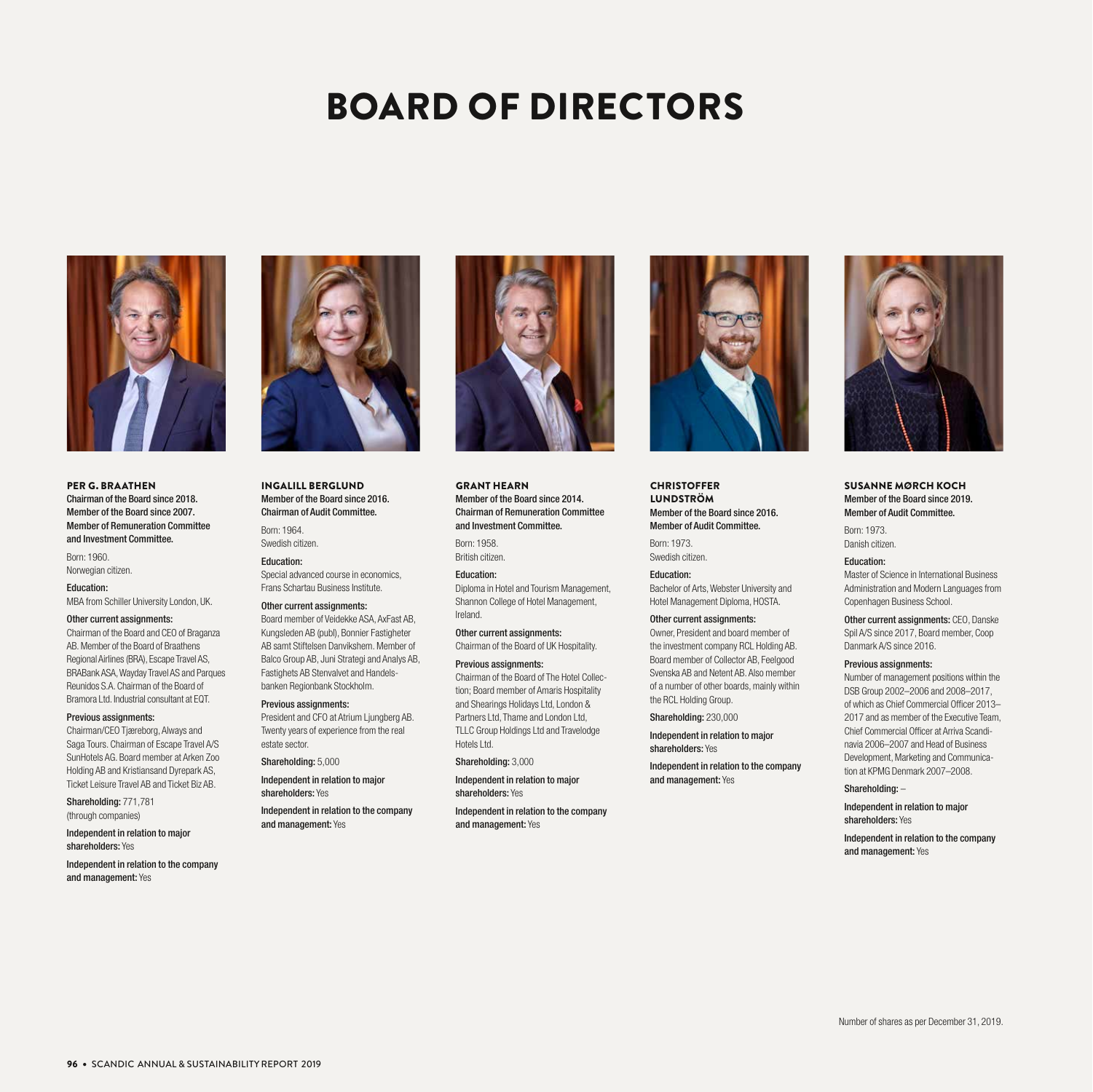# BOARD OF DIRECTORS

### PER G. BRAATHEN

**Chairman of the Board since 2018. Member of the Board since 2007. Member of Remuneration Committee and Investment Committee.**

Born: 1960.
Norwegian citizen.

**Education:**
MBA from Schiller University London, UK.

**Other current assignments:**
Chairman of the Board and CEO of Braganza AB. Member of the Board of Braathens Regional Airlines (BRA), Escape Travel AS, BRABank ASA, Wayday Travel AS and Parques Reunidos S.A. Chairman of the Board of Bramora Ltd. Industrial consultant at EQT.

**Previous assignments:**
Chairman/CEO Tjæreborg, Always and Saga Tours. Chairman of Escape Travel A/S SunHotels AG. Board member at Arken Zoo Holding AB and Kristiansand Dyrepark AS, Ticket Leisure Travel AB and Ticket Biz AB.

**Shareholding:** 771,781 (through companies)

**Independent in relation to major shareholders:** Yes

**Independent in relation to the company and management:** Yes

### INGALILL BERGLUND

**Member of the Board since 2016. Chairman of Audit Committee.**

Born: 1964.
Swedish citizen.

**Education:**
Special advanced course in economics, Frans Schartau Business Institute.

**Other current assignments:**
Board member of Veidekke ASA, AxFast AB, Kungsleden AB (publ), Bonnier Fastigheter AB samt Stiftelsen Danvikshem. Member of Balco Group AB, Juni Strategi and Analys AB, Fastighets AB Stenvalvet and Handelsbanken Regionbank Stockholm.

**Previous assignments:**
President and CFO at Atrium Ljungberg AB. Twenty years of experience from the real estate sector.

**Shareholding:** 5,000

**Independent in relation to major shareholders:** Yes

**Independent in relation to the company and management:** Yes

### GRANT HEARN

**Member of the Board since 2014. Chairman of Remuneration Committee and Investment Committee.**

Born: 1958.
British citizen.

**Education:**
Diploma in Hotel and Tourism Management, Shannon College of Hotel Management, Ireland.

**Other current assignments:**
Chairman of the Board of UK Hospitality.

**Previous assignments:**
Chairman of the Board of The Hotel Collection; Board member of Amaris Hospitality and Shearings Holidays Ltd, London & Partners Ltd, Thame and London Ltd, TLLC Group Holdings Ltd and Travelodge Hotels Ltd.

**Shareholding:** 3,000

**Independent in relation to major shareholders:** Yes

**Independent in relation to the company and management:** Yes

### CHRISTOFFER LUNDSTRÖM

**Member of the Board since 2016. Member of Audit Committee.**

Born: 1973.
Swedish citizen.

**Education:**
Bachelor of Arts, Webster University and Hotel Management Diploma, HOSTA.

**Other current assignments:**
Owner, President and board member of the investment company RCL Holding AB. Board member of Collector AB, Feelgood Svenska AB and Netent AB. Also member of a number of other boards, mainly within the RCL Holding Group.

**Shareholding:** 230,000

**Independent in relation to major shareholders:** Yes

**Independent in relation to the company and management:** Yes

### SUSANNE MØRCH KOCH

**Member of the Board since 2019. Member of Audit Committee.**

Born: 1973.
Danish citizen.

**Education:**
Master of Science in International Business Administration and Modern Languages from Copenhagen Business School.

**Other current assignments:** CEO, Danske Spil A/S since 2017, Board member, Coop Danmark A/S since 2016.

**Previous assignments:**
Number of management positions within the DSB Group 2002–2006 and 2008–2017, of which as Chief Commercial Officer 2013–2017 and as member of the Executive Team, Chief Commercial Officer at Arriva Scandinavia 2006–2007 and Head of Business Development, Marketing and Communication at KPMG Denmark 2007–2008.

**Shareholding:** –

**Independent in relation to major shareholders:** Yes

**Independent in relation to the company and management:** Yes

Number of shares as per December 31, 2019.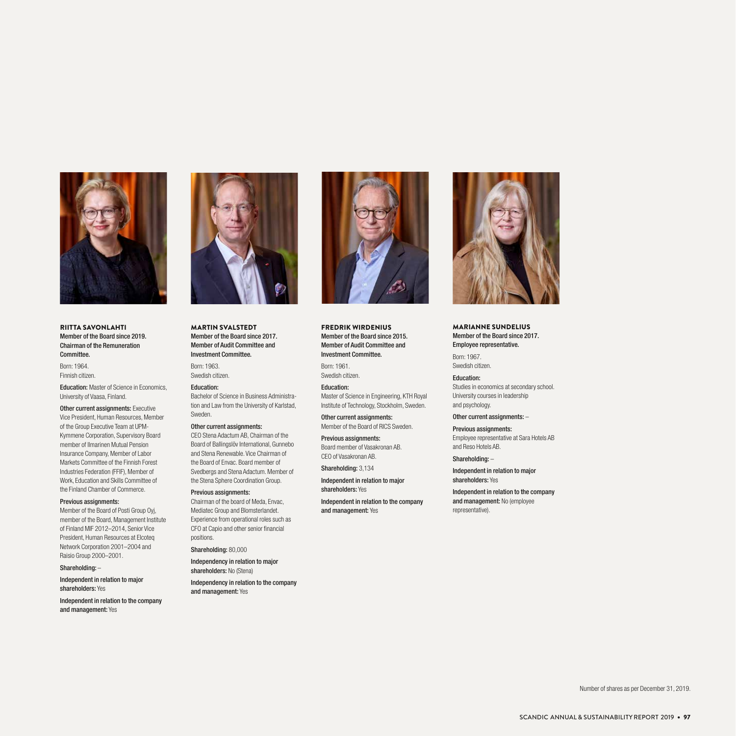### RIITTA SAVONLAHTI

**Member of the Board since 2019. Chairman of the Remuneration Committee.**

Born: 1964.
Finnish citizen.

**Education:** Master of Science in Economics, University of Vaasa, Finland.

**Other current assignments:** Executive Vice President, Human Resources, Member of the Group Executive Team at UPM-Kymmene Corporation, Supervisory Board member of Ilmarinen Mutual Pension Insurance Company, Member of Labor Markets Committee of the Finnish Forest Industries Federation (FFIF), Member of Work, Education and Skills Committee of the Finland Chamber of Commerce.

**Previous assignments:**
Member of the Board of Posti Group Oyj, member of the Board, Management Institute of Finland MIF 2012–2014, Senior Vice President, Human Resources at Elcoteq Network Corporation 2001–2004 and Raisio Group 2000–2001.

**Shareholding:** –

**Independent in relation to major shareholders:** Yes

**Independent in relation to the company and management:** Yes

### MARTIN SVALSTEDT

**Member of the Board since 2017. Member of Audit Committee and Investment Committee.**

Born: 1963.
Swedish citizen.

**Education:**
Bachelor of Science in Business Administration and Law from the University of Karlstad, Sweden.

**Other current assignments:**
CEO Stena Adactum AB, Chairman of the Board of Ballingslöv International, Gunnebo and Stena Renewable. Vice Chairman of the Board of Envac. Board member of Svedbergs and Stena Adactum. Member of the Stena Sphere Coordination Group.

**Previous assignments:**
Chairman of the board of Meda, Envac, Mediatec Group and Blomsterlandet. Experience from operational roles such as CFO at Capio and other senior financial positions.

**Shareholding:** 80,000

**Independency in relation to major shareholders:** No (Stena)

**Independency in relation to the company and management:** Yes

### FREDRIK WIRDENIUS

**Member of the Board since 2015. Member of Audit Committee and Investment Committee.**

Born: 1961.
Swedish citizen.

**Education:**
Master of Science in Engineering, KTH Royal Institute of Technology, Stockholm, Sweden.

**Other current assignments:**
Member of the Board of RICS Sweden.

**Previous assignments:**
Board member of Vasakronan AB.
CEO of Vasakronan AB.

**Shareholding:** 3,134

**Independent in relation to major shareholders:** Yes

**Independent in relation to the company and management:** Yes

### MARIANNE SUNDELIUS

**Member of the Board since 2017. Employee representative.**

Born: 1967.
Swedish citizen.

**Education:**
Studies in economics at secondary school. University courses in leadership and psychology.

**Other current assignments:** –

**Previous assignments:**
Employee representative at Sara Hotels AB and Reso Hotels AB.

**Shareholding:** –

**Independent in relation to major shareholders:** Yes

**Independent in relation to the company and management:** No (employee representative).

Number of shares as per December 31, 2019.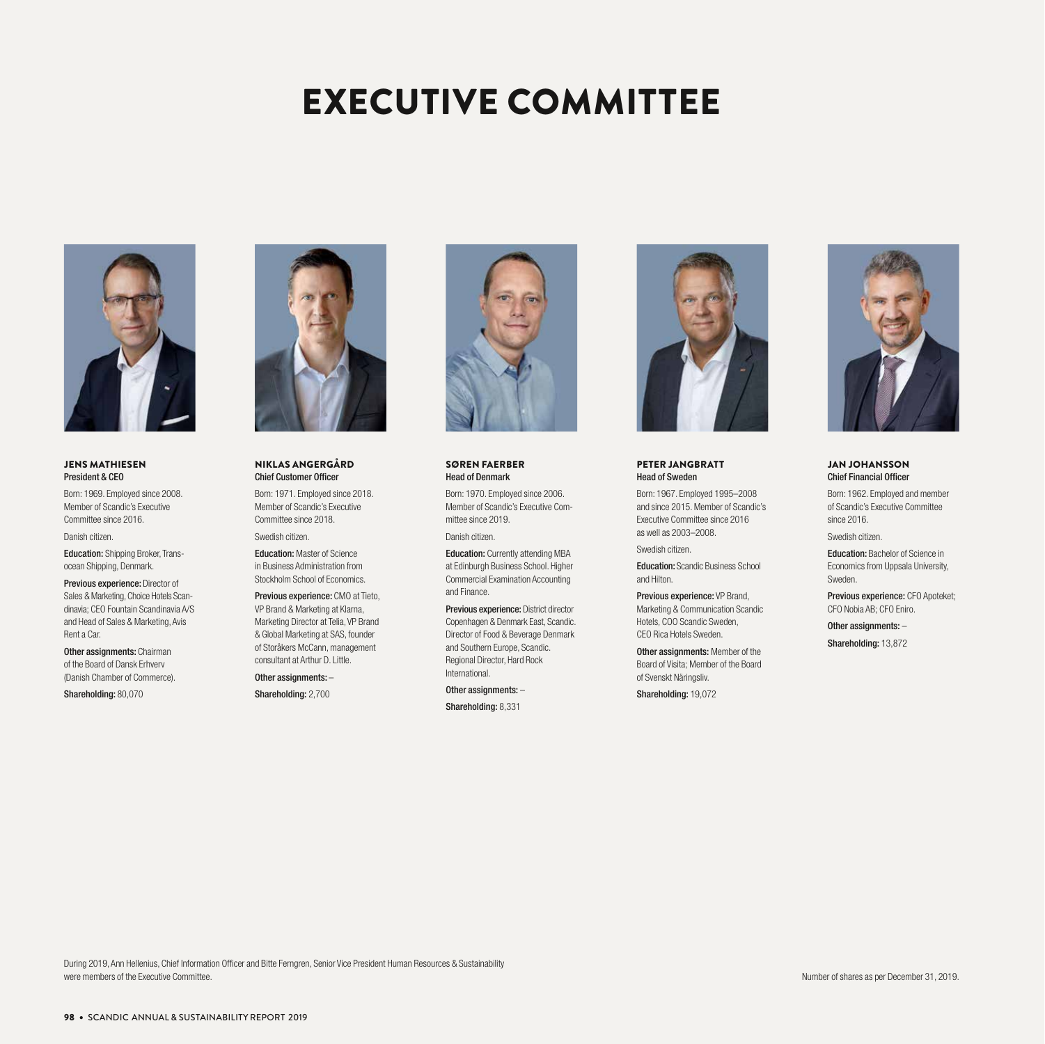# EXECUTIVE COMMITTEE

### JENS MATHIESEN
**President & CEO**

Born: 1969. Employed since 2008. Member of Scandic's Executive Committee since 2016.

Danish citizen.

**Education:** Shipping Broker, Transocean Shipping, Denmark.

**Previous experience:** Director of Sales & Marketing, Choice Hotels Scandinavia; CEO Fountain Scandinavia A/S and Head of Sales & Marketing, Avis Rent a Car.

**Other assignments:** Chairman of the Board of Dansk Erhverv (Danish Chamber of Commerce).

**Shareholding:** 80,070

### NIKLAS ANGERGÅRD
**Chief Customer Officer**

Born: 1971. Employed since 2018. Member of Scandic's Executive Committee since 2018.

Swedish citizen.

**Education:** Master of Science in Business Administration from Stockholm School of Economics.

**Previous experience:** CMO at Tieto, VP Brand & Marketing at Klarna, Marketing Director at Telia, VP Brand & Global Marketing at SAS, founder of Storåkers McCann, management consultant at Arthur D. Little.

**Other assignments:** –

**Shareholding:** 2,700

### SØREN FAERBER
**Head of Denmark**

Born: 1970. Employed since 2006. Member of Scandic's Executive Committee since 2019.

Danish citizen.

**Education:** Currently attending MBA at Edinburgh Business School. Higher Commercial Examination Accounting and Finance.

**Previous experience:** District director Copenhagen & Denmark East, Scandic. Director of Food & Beverage Denmark and Southern Europe, Scandic. Regional Director, Hard Rock International.

**Other assignments:** –

**Shareholding:** 8,331

### PETER JANGBRATT
**Head of Sweden**

Born: 1967. Employed 1995–2008 and since 2015. Member of Scandic's Executive Committee since 2016 as well as 2003–2008.

Swedish citizen.

**Education:** Scandic Business School and Hilton.

**Previous experience:** VP Brand, Marketing & Communication Scandic Hotels, COO Scandic Sweden, CEO Rica Hotels Sweden.

**Other assignments:** Member of the Board of Visita; Member of the Board of Svenskt Näringsliv.

**Shareholding:** 19,072

### JAN JOHANSSON
**Chief Financial Officer**

Born: 1962. Employed and member of Scandic's Executive Committee since 2016.

Swedish citizen.

**Education:** Bachelor of Science in Economics from Uppsala University, Sweden.

**Previous experience:** CFO Apoteket; CFO Nobia AB; CFO Eniro.

**Other assignments:** –

**Shareholding:** 13,872

During 2019, Ann Hellenius, Chief Information Officer and Bitte Ferngren, Senior Vice President Human Resources & Sustainability were members of the Executive Committee.

Number of shares as per December 31, 2019.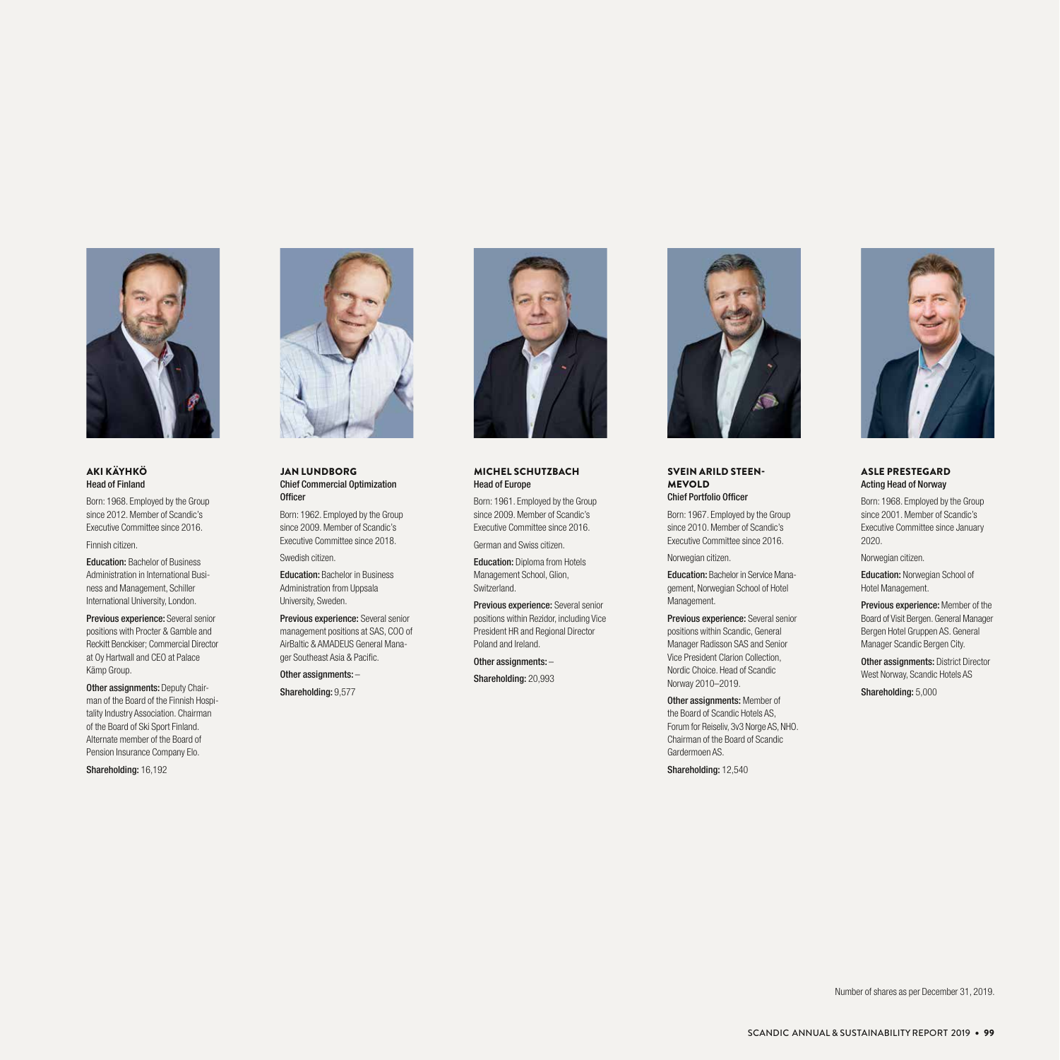### AKI KÄYHKÖ
**Head of Finland**

Born: 1968. Employed by the Group since 2012. Member of Scandic's Executive Committee since 2016.

Finnish citizen.

**Education:** Bachelor of Business Administration in International Business and Management, Schiller International University, London.

**Previous experience:** Several senior positions with Procter & Gamble and Reckitt Benckiser; Commercial Director at Oy Hartwall and CEO at Palace Kämp Group.

**Other assignments:** Deputy Chairman of the Board of the Finnish Hospitality Industry Association. Chairman of the Board of Ski Sport Finland. Alternate member of the Board of Pension Insurance Company Elo.

**Shareholding:** 16,192

### JAN LUNDBORG
**Chief Commercial Optimization Officer**

Born: 1962. Employed by the Group since 2009. Member of Scandic's Executive Committee since 2018.

Swedish citizen.

**Education:** Bachelor in Business Administration from Uppsala University, Sweden.

**Previous experience:** Several senior management positions at SAS, COO of AirBaltic & AMADEUS General Manager Southeast Asia & Pacific.

**Other assignments:** –

**Shareholding:** 9,577

### MICHEL SCHUTZBACH
**Head of Europe**

Born: 1961. Employed by the Group since 2009. Member of Scandic's Executive Committee since 2016.

German and Swiss citizen.

**Education:** Diploma from Hotels Management School, Glion, Switzerland.

**Previous experience:** Several senior positions within Rezidor, including Vice President HR and Regional Director Poland and Ireland.

**Other assignments:** –

**Shareholding:** 20,993

### SVEIN ARILD STEEN-MEVOLD
**Chief Portfolio Officer**

Born: 1967. Employed by the Group since 2010. Member of Scandic's Executive Committee since 2016.

Norwegian citizen.

**Education:** Bachelor in Service Management, Norwegian School of Hotel Management.

**Previous experience:** Several senior positions within Scandic, General Manager Radisson SAS and Senior Vice President Clarion Collection, Nordic Choice. Head of Scandic Norway 2010–2019.

**Other assignments:** Member of the Board of Scandic Hotels AS, Forum for Reiseliv, 3v3 Norge AS, NHO. Chairman of the Board of Scandic Gardermoen AS.

**Shareholding:** 12,540

### ASLE PRESTEGARD
**Acting Head of Norway**

Born: 1968. Employed by the Group since 2001. Member of Scandic's Executive Committee since January 2020.

Norwegian citizen.

**Education:** Norwegian School of Hotel Management.

**Previous experience:** Member of the Board of Visit Bergen. General Manager Bergen Hotel Gruppen AS. General Manager Scandic Bergen City.

**Other assignments:** District Director West Norway, Scandic Hotels AS

**Shareholding:** 5,000

Number of shares as per December 31, 2019.